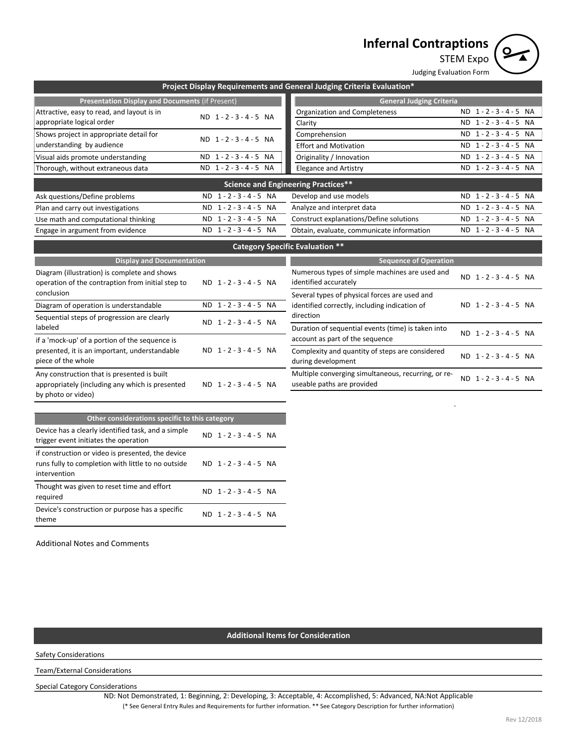# Infernal Contraptions

STEM Expo

Judging Evaluation Form

## Project Display Requirements and General Judging Criteria Evaluation*

| Presentation Display and Documents (if Present) | |
|---|---|
| Attractive, easy to read, and layout is in appropriate logical order | ND 1 - 2 - 3 - 4 - 5 NA |
| Shows project in appropriate detail for understanding by audience | ND 1 - 2 - 3 - 4 - 5 NA |
| Visual aids promote understanding | ND 1 - 2 - 3 - 4 - 5 NA |
| Thorough, without extraneous data | ND 1 - 2 - 3 - 4 - 5 NA |

| General Judging Criteria | |
|---|---|
| Organization and Completeness | ND 1 - 2 - 3 - 4 - 5 NA |
| Clarity | ND 1 - 2 - 3 - 4 - 5 NA |
| Comprehension | ND 1 - 2 - 3 - 4 - 5 NA |
| Effort and Motivation | ND 1 - 2 - 3 - 4 - 5 NA |
| Originality / Innovation | ND 1 - 2 - 3 - 4 - 5 NA |
| Elegance and Artistry | ND 1 - 2 - 3 - 4 - 5 NA |

## Science and Engineering Practices**

| Practice | Rating | Practice | Rating |
|---|---|---|---|
| Ask questions/Define problems | ND 1 - 2 - 3 - 4 - 5 NA | Develop and use models | ND 1 - 2 - 3 - 4 - 5 NA |
| Plan and carry out investigations | ND 1 - 2 - 3 - 4 - 5 NA | Analyze and interpret data | ND 1 - 2 - 3 - 4 - 5 NA |
| Use math and computational thinking | ND 1 - 2 - 3 - 4 - 5 NA | Construct explanations/Define solutions | ND 1 - 2 - 3 - 4 - 5 NA |
| Engage in argument from evidence | ND 1 - 2 - 3 - 4 - 5 NA | Obtain, evaluate, communicate information | ND 1 - 2 - 3 - 4 - 5 NA |

## Category Specific Evaluation **

| Display and Documentation | |
|---|---|
| Diagram (illustration) is complete and shows operation of the contraption from initial step to conclusion | ND 1 - 2 - 3 - 4 - 5 NA |
| Diagram of operation is understandable | ND 1 - 2 - 3 - 4 - 5 NA |
| Sequential steps of progression are clearly labeled | ND 1 - 2 - 3 - 4 - 5 NA |
| if a 'mock-up' of a portion of the sequence is presented, it is an important, understandable piece of the whole | ND 1 - 2 - 3 - 4 - 5 NA |
| Any construction that is presented is built appropriately (including any which is presented by photo or video) | ND 1 - 2 - 3 - 4 - 5 NA |

| Sequence of Operation | |
|---|---|
| Numerous types of simple machines are used and identified accurately | ND 1 - 2 - 3 - 4 - 5 NA |
| Several types of physical forces are used and identified correctly, including indication of direction | ND 1 - 2 - 3 - 4 - 5 NA |
| Duration of sequential events (time) is taken into account as part of the sequence | ND 1 - 2 - 3 - 4 - 5 NA |
| Complexity and quantity of steps are considered during development | ND 1 - 2 - 3 - 4 - 5 NA |
| Multiple converging simultaneous, recurring, or re-useable paths are provided | ND 1 - 2 - 3 - 4 - 5 NA |

| Other considerations specific to this category | |
|---|---|
| Device has a clearly identified task, and a simple trigger event initiates the operation | ND 1 - 2 - 3 - 4 - 5 NA |
| if construction or video is presented, the device runs fully to completion with little to no outside intervention | ND 1 - 2 - 3 - 4 - 5 NA |
| Thought was given to reset time and effort required | ND 1 - 2 - 3 - 4 - 5 NA |
| Device's construction or purpose has a specific theme | ND 1 - 2 - 3 - 4 - 5 NA |

Additional Notes and Comments

## Additional Items for Consideration

Safety Considerations

Team/External Considerations

Special Category Considerations

ND: Not Demonstrated, 1: Beginning, 2: Developing, 3: Acceptable, 4: Accomplished, 5: Advanced, NA:Not Applicable

(* See General Entry Rules and Requirements for further information. ** See Category Description for further information)

Rev 12/2018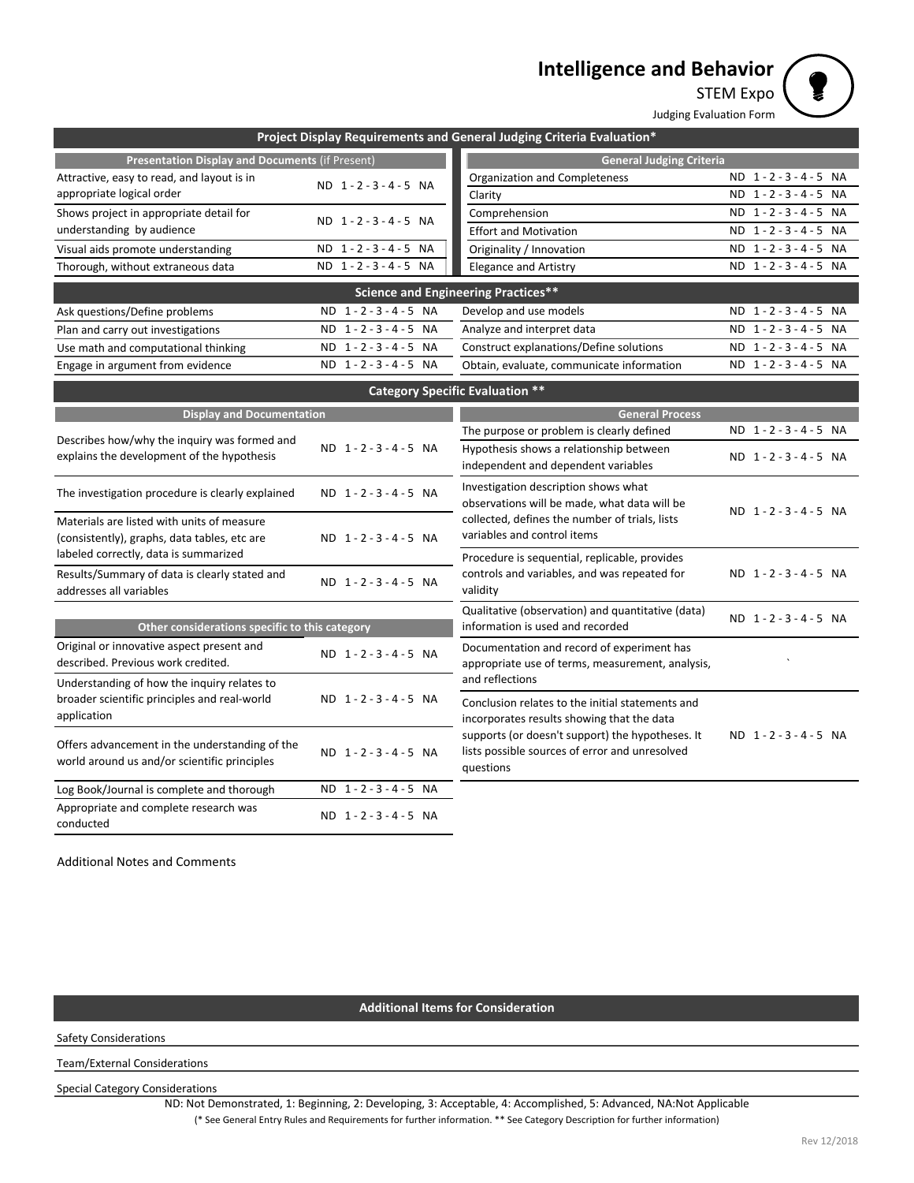# Intelligence and Behavior

STEM Expo

Judging Evaluation Form

## Project Display Requirements and General Judging Criteria Evaluation*

| Presentation Display and Documents (if Present) | | General Judging Criteria | |
|---|---|---|---|
| Attractive, easy to read, and layout is in appropriate logical order | ND 1 - 2 - 3 - 4 - 5 NA | Organization and Completeness | ND 1 - 2 - 3 - 4 - 5 NA |
| | | Clarity | ND 1 - 2 - 3 - 4 - 5 NA |
| Shows project in appropriate detail for understanding by audience | ND 1 - 2 - 3 - 4 - 5 NA | Comprehension | ND 1 - 2 - 3 - 4 - 5 NA |
| | | Effort and Motivation | ND 1 - 2 - 3 - 4 - 5 NA |
| Visual aids promote understanding | ND 1 - 2 - 3 - 4 - 5 NA | Originality / Innovation | ND 1 - 2 - 3 - 4 - 5 NA |
| Thorough, without extraneous data | ND 1 - 2 - 3 - 4 - 5 NA | Elegance and Artistry | ND 1 - 2 - 3 - 4 - 5 NA |

## Science and Engineering Practices**

| | | | |
|---|---|---|---|
| Ask questions/Define problems | ND 1 - 2 - 3 - 4 - 5 NA | Develop and use models | ND 1 - 2 - 3 - 4 - 5 NA |
| Plan and carry out investigations | ND 1 - 2 - 3 - 4 - 5 NA | Analyze and interpret data | ND 1 - 2 - 3 - 4 - 5 NA |
| Use math and computational thinking | ND 1 - 2 - 3 - 4 - 5 NA | Construct explanations/Define solutions | ND 1 - 2 - 3 - 4 - 5 NA |
| Engage in argument from evidence | ND 1 - 2 - 3 - 4 - 5 NA | Obtain, evaluate, communicate information | ND 1 - 2 - 3 - 4 - 5 NA |

## Category Specific Evaluation **

| Display and Documentation | |
|---|---|
| Describes how/why the inquiry was formed and explains the development of the hypothesis | ND 1 - 2 - 3 - 4 - 5 NA |
| The investigation procedure is clearly explained | ND 1 - 2 - 3 - 4 - 5 NA |
| Materials are listed with units of measure (consistently), graphs, data tables, etc are labeled correctly, data is summarized | ND 1 - 2 - 3 - 4 - 5 NA |
| Results/Summary of data is clearly stated and addresses all variables | ND 1 - 2 - 3 - 4 - 5 NA |

| Other considerations specific to this category | |
|---|---|
| Original or innovative aspect present and described. Previous work credited. | ND 1 - 2 - 3 - 4 - 5 NA |
| Understanding of how the inquiry relates to broader scientific principles and real-world application | ND 1 - 2 - 3 - 4 - 5 NA |
| Offers advancement in the understanding of the world around us and/or scientific principles | ND 1 - 2 - 3 - 4 - 5 NA |
| Log Book/Journal is complete and thorough | ND 1 - 2 - 3 - 4 - 5 NA |
| Appropriate and complete research was conducted | ND 1 - 2 - 3 - 4 - 5 NA |

| General Process | |
|---|---|
| The purpose or problem is clearly defined | ND 1 - 2 - 3 - 4 - 5 NA |
| Hypothesis shows a relationship between independent and dependent variables | ND 1 - 2 - 3 - 4 - 5 NA |
| Investigation description shows what observations will be made, what data will be collected, defines the number of trials, lists variables and control items | ND 1 - 2 - 3 - 4 - 5 NA |
| Procedure is sequential, replicable, provides controls and variables, and was repeated for validity | ND 1 - 2 - 3 - 4 - 5 NA |
| Qualitative (observation) and quantitative (data) information is used and recorded | ND 1 - 2 - 3 - 4 - 5 NA |
| Documentation and record of experiment has appropriate use of terms, measurement, analysis, and reflections | ` |
| Conclusion relates to the initial statements and incorporates results showing that the data supports (or doesn't support) the hypotheses. It lists possible sources of error and unresolved questions | ND 1 - 2 - 3 - 4 - 5 NA |

Additional Notes and Comments

## Additional Items for Consideration

Safety Considerations

Team/External Considerations

Special Category Considerations

ND: Not Demonstrated, 1: Beginning, 2: Developing, 3: Acceptable, 4: Accomplished, 5: Advanced, NA:Not Applicable

(* See General Entry Rules and Requirements for further information. ** See Category Description for further information)

Rev 12/2018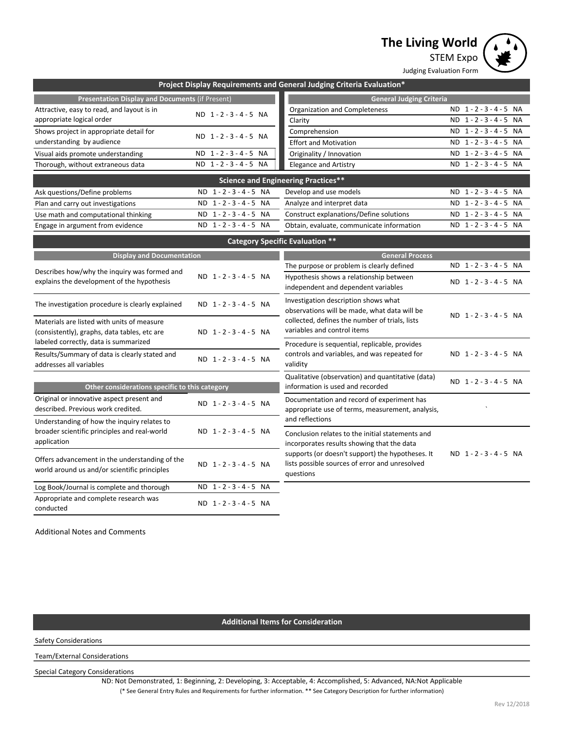# The Living World

STEM Expo

Judging Evaluation Form

## Project Display Requirements and General Judging Criteria Evaluation*

| Presentation Display and Documents (if Present) | | General Judging Criteria | |
|---|---|---|---|
| Attractive, easy to read, and layout is in appropriate logical order | ND 1 - 2 - 3 - 4 - 5 NA | Organization and Completeness | ND 1 - 2 - 3 - 4 - 5 NA |
| | | Clarity | ND 1 - 2 - 3 - 4 - 5 NA |
| Shows project in appropriate detail for understanding by audience | ND 1 - 2 - 3 - 4 - 5 NA | Comprehension | ND 1 - 2 - 3 - 4 - 5 NA |
| | | Effort and Motivation | ND 1 - 2 - 3 - 4 - 5 NA |
| Visual aids promote understanding | ND 1 - 2 - 3 - 4 - 5 NA | Originality / Innovation | ND 1 - 2 - 3 - 4 - 5 NA |
| Thorough, without extraneous data | ND 1 - 2 - 3 - 4 - 5 NA | Elegance and Artistry | ND 1 - 2 - 3 - 4 - 5 NA |

## Science and Engineering Practices**

| | | | |
|---|---|---|---|
| Ask questions/Define problems | ND 1 - 2 - 3 - 4 - 5 NA | Develop and use models | ND 1 - 2 - 3 - 4 - 5 NA |
| Plan and carry out investigations | ND 1 - 2 - 3 - 4 - 5 NA | Analyze and interpret data | ND 1 - 2 - 3 - 4 - 5 NA |
| Use math and computational thinking | ND 1 - 2 - 3 - 4 - 5 NA | Construct explanations/Define solutions | ND 1 - 2 - 3 - 4 - 5 NA |
| Engage in argument from evidence | ND 1 - 2 - 3 - 4 - 5 NA | Obtain, evaluate, communicate information | ND 1 - 2 - 3 - 4 - 5 NA |

## Category Specific Evaluation **

| Display and Documentation | |
|---|---|
| Describes how/why the inquiry was formed and explains the development of the hypothesis | ND 1 - 2 - 3 - 4 - 5 NA |
| The investigation procedure is clearly explained | ND 1 - 2 - 3 - 4 - 5 NA |
| Materials are listed with units of measure (consistently), graphs, data tables, etc are labeled correctly, data is summarized | ND 1 - 2 - 3 - 4 - 5 NA |
| Results/Summary of data is clearly stated and addresses all variables | ND 1 - 2 - 3 - 4 - 5 NA |

| Other considerations specific to this category | |
|---|---|
| Original or innovative aspect present and described. Previous work credited. | ND 1 - 2 - 3 - 4 - 5 NA |
| Understanding of how the inquiry relates to broader scientific principles and real-world application | ND 1 - 2 - 3 - 4 - 5 NA |
| Offers advancement in the understanding of the world around us and/or scientific principles | ND 1 - 2 - 3 - 4 - 5 NA |
| Log Book/Journal is complete and thorough | ND 1 - 2 - 3 - 4 - 5 NA |
| Appropriate and complete research was conducted | ND 1 - 2 - 3 - 4 - 5 NA |

| General Process | |
|---|---|
| The purpose or problem is clearly defined | ND 1 - 2 - 3 - 4 - 5 NA |
| Hypothesis shows a relationship between independent and dependent variables | ND 1 - 2 - 3 - 4 - 5 NA |
| Investigation description shows what observations will be made, what data will be collected, defines the number of trials, lists variables and control items | ND 1 - 2 - 3 - 4 - 5 NA |
| Procedure is sequential, replicable, provides controls and variables, and was repeated for validity | ND 1 - 2 - 3 - 4 - 5 NA |
| Qualitative (observation) and quantitative (data) information is used and recorded | ND 1 - 2 - 3 - 4 - 5 NA |
| Documentation and record of experiment has appropriate use of terms, measurement, analysis, and reflections | ` |
| Conclusion relates to the initial statements and incorporates results showing that the data supports (or doesn't support) the hypotheses. It lists possible sources of error and unresolved questions | ND 1 - 2 - 3 - 4 - 5 NA |

Additional Notes and Comments

## Additional Items for Consideration

Safety Considerations

Team/External Considerations

Special Category Considerations

ND: Not Demonstrated, 1: Beginning, 2: Developing, 3: Acceptable, 4: Accomplished, 5: Advanced, NA:Not Applicable

(* See General Entry Rules and Requirements for further information. ** See Category Description for further information)

Rev 12/2018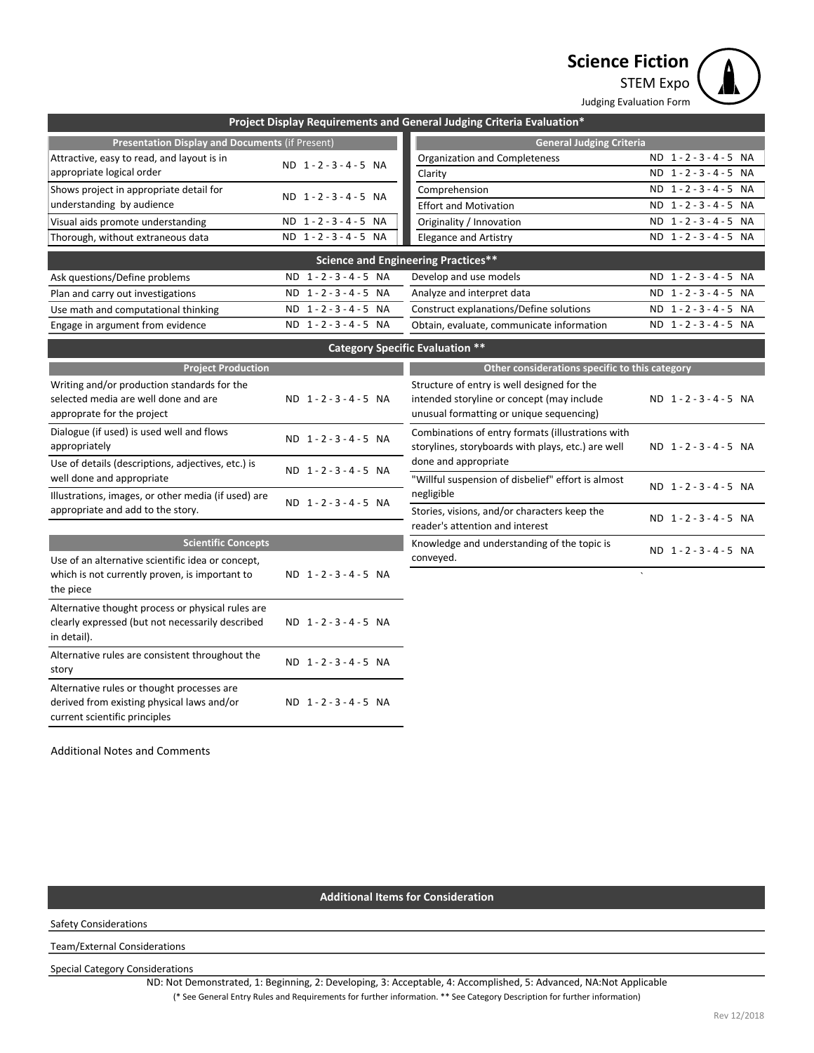# Science Fiction

STEM Expo

Judging Evaluation Form

## Project Display Requirements and General Judging Criteria Evaluation*

| Presentation Display and Documents (if Present) | |
|---|---|
| Attractive, easy to read, and layout is in appropriate logical order | ND 1 - 2 - 3 - 4 - 5 NA |
| Shows project in appropriate detail for understanding by audience | ND 1 - 2 - 3 - 4 - 5 NA |
| Visual aids promote understanding | ND 1 - 2 - 3 - 4 - 5 NA |
| Thorough, without extraneous data | ND 1 - 2 - 3 - 4 - 5 NA |

| General Judging Criteria | |
|---|---|
| Organization and Completeness | ND 1 - 2 - 3 - 4 - 5 NA |
| Clarity | ND 1 - 2 - 3 - 4 - 5 NA |
| Comprehension | ND 1 - 2 - 3 - 4 - 5 NA |
| Effort and Motivation | ND 1 - 2 - 3 - 4 - 5 NA |
| Originality / Innovation | ND 1 - 2 - 3 - 4 - 5 NA |
| Elegance and Artistry | ND 1 - 2 - 3 - 4 - 5 NA |

## Science and Engineering Practices**

| Practice | Rating |
|---|---|
| Ask questions/Define problems | ND 1 - 2 - 3 - 4 - 5 NA |
| Plan and carry out investigations | ND 1 - 2 - 3 - 4 - 5 NA |
| Use math and computational thinking | ND 1 - 2 - 3 - 4 - 5 NA |
| Engage in argument from evidence | ND 1 - 2 - 3 - 4 - 5 NA |
| Develop and use models | ND 1 - 2 - 3 - 4 - 5 NA |
| Analyze and interpret data | ND 1 - 2 - 3 - 4 - 5 NA |
| Construct explanations/Define solutions | ND 1 - 2 - 3 - 4 - 5 NA |
| Obtain, evaluate, communicate information | ND 1 - 2 - 3 - 4 - 5 NA |

## Category Specific Evaluation **

| Project Production | |
|---|---|
| Writing and/or production standards for the selected media are well done and are approprate for the project | ND 1 - 2 - 3 - 4 - 5 NA |
| Dialogue (if used) is used well and flows appropriately | ND 1 - 2 - 3 - 4 - 5 NA |
| Use of details (descriptions, adjectives, etc.) is well done and appropriate | ND 1 - 2 - 3 - 4 - 5 NA |
| Illustrations, images, or other media (if used) are appropriate and add to the story. | ND 1 - 2 - 3 - 4 - 5 NA |

| Scientific Concepts | |
|---|---|
| Use of an alternative scientific idea or concept, which is not currently proven, is important to the piece | ND 1 - 2 - 3 - 4 - 5 NA |
| Alternative thought process or physical rules are clearly expressed (but not necessarily described in detail). | ND 1 - 2 - 3 - 4 - 5 NA |
| Alternative rules are consistent throughout the story | ND 1 - 2 - 3 - 4 - 5 NA |
| Alternative rules or thought processes are derived from existing physical laws and/or current scientific principles | ND 1 - 2 - 3 - 4 - 5 NA |

| Other considerations specific to this category | |
|---|---|
| Structure of entry is well designed for the intended storyline or concept (may include unusual formatting or unique sequencing) | ND 1 - 2 - 3 - 4 - 5 NA |
| Combinations of entry formats (illustrations with storylines, storyboards with plays, etc.) are well done and appropriate | ND 1 - 2 - 3 - 4 - 5 NA |
| "Willful suspension of disbelief" effort is almost negligible | ND 1 - 2 - 3 - 4 - 5 NA |
| Stories, visions, and/or characters keep the reader's attention and interest | ND 1 - 2 - 3 - 4 - 5 NA |
| Knowledge and understanding of the topic is conveyed. | ND 1 - 2 - 3 - 4 - 5 NA |

Additional Notes and Comments

## Additional Items for Consideration

Safety Considerations

Team/External Considerations

Special Category Considerations

ND: Not Demonstrated, 1: Beginning, 2: Developing, 3: Acceptable, 4: Accomplished, 5: Advanced, NA:Not Applicable

(* See General Entry Rules and Requirements for further information. ** See Category Description for further information)

Rev 12/2018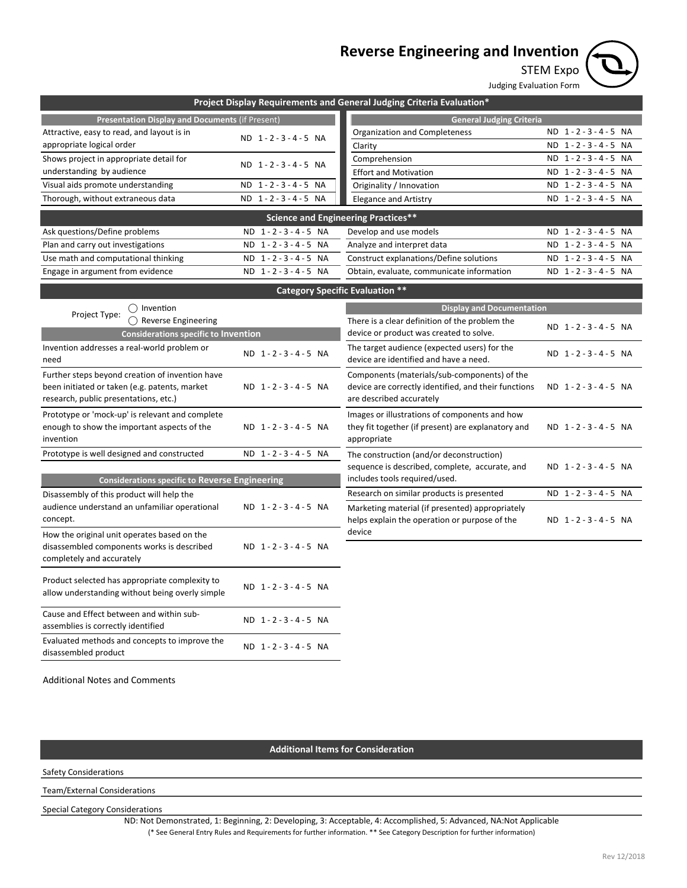# Reverse Engineering and Invention

STEM Expo

Judging Evaluation Form

## Project Display Requirements and General Judging Criteria Evaluation*

| Presentation Display and Documents (if Present) | |
|---|---|
| Attractive, easy to read, and layout is in appropriate logical order | ND 1 - 2 - 3 - 4 - 5 NA |
| Shows project in appropriate detail for understanding by audience | ND 1 - 2 - 3 - 4 - 5 NA |
| Visual aids promote understanding | ND 1 - 2 - 3 - 4 - 5 NA |
| Thorough, without extraneous data | ND 1 - 2 - 3 - 4 - 5 NA |

| General Judging Criteria | |
|---|---|
| Organization and Completeness | ND 1 - 2 - 3 - 4 - 5 NA |
| Clarity | ND 1 - 2 - 3 - 4 - 5 NA |
| Comprehension | ND 1 - 2 - 3 - 4 - 5 NA |
| Effort and Motivation | ND 1 - 2 - 3 - 4 - 5 NA |
| Originality / Innovation | ND 1 - 2 - 3 - 4 - 5 NA |
| Elegance and Artistry | ND 1 - 2 - 3 - 4 - 5 NA |

## Science and Engineering Practices**

| Practice | Rating |
|---|---|
| Ask questions/Define problems | ND 1 - 2 - 3 - 4 - 5 NA |
| Plan and carry out investigations | ND 1 - 2 - 3 - 4 - 5 NA |
| Use math and computational thinking | ND 1 - 2 - 3 - 4 - 5 NA |
| Engage in argument from evidence | ND 1 - 2 - 3 - 4 - 5 NA |
| Develop and use models | ND 1 - 2 - 3 - 4 - 5 NA |
| Analyze and interpret data | ND 1 - 2 - 3 - 4 - 5 NA |
| Construct explanations/Define solutions | ND 1 - 2 - 3 - 4 - 5 NA |
| Obtain, evaluate, communicate information | ND 1 - 2 - 3 - 4 - 5 NA |

## Category Specific Evaluation **

Project Type: ◯ Invention ◯ Reverse Engineering

| Considerations specific to Invention | |
|---|---|
| Invention addresses a real-world problem or need | ND 1 - 2 - 3 - 4 - 5 NA |
| Further steps beyond creation of invention have been initiated or taken (e.g. patents, market research, public presentations, etc.) | ND 1 - 2 - 3 - 4 - 5 NA |
| Prototype or 'mock-up' is relevant and complete enough to show the important aspects of the invention | ND 1 - 2 - 3 - 4 - 5 NA |
| Prototype is well designed and constructed | ND 1 - 2 - 3 - 4 - 5 NA |

| Considerations specific to Reverse Engineering | |
|---|---|
| Disassembly of this product will help the audience understand an unfamiliar operational concept. | ND 1 - 2 - 3 - 4 - 5 NA |
| How the original unit operates based on the disassembled components works is described completely and accurately | ND 1 - 2 - 3 - 4 - 5 NA |
| Product selected has appropriate complexity to allow understanding without being overly simple | ND 1 - 2 - 3 - 4 - 5 NA |
| Cause and Effect between and within sub-assemblies is correctly identified | ND 1 - 2 - 3 - 4 - 5 NA |
| Evaluated methods and concepts to improve the disassembled product | ND 1 - 2 - 3 - 4 - 5 NA |

| Display and Documentation | |
|---|---|
| There is a clear definition of the problem the device or product was created to solve. | ND 1 - 2 - 3 - 4 - 5 NA |
| The target audience (expected users) for the device are identified and have a need. | ND 1 - 2 - 3 - 4 - 5 NA |
| Components (materials/sub-components) of the device are correctly identified, and their functions are described accurately | ND 1 - 2 - 3 - 4 - 5 NA |
| Images or illustrations of components and how they fit together (if present) are explanatory and appropriate | ND 1 - 2 - 3 - 4 - 5 NA |
| The construction (and/or deconstruction) sequence is described, complete, accurate, and includes tools required/used. | ND 1 - 2 - 3 - 4 - 5 NA |
| Research on similar products is presented | ND 1 - 2 - 3 - 4 - 5 NA |
| Marketing material (if presented) appropriately helps explain the operation or purpose of the device | ND 1 - 2 - 3 - 4 - 5 NA |

Additional Notes and Comments

## Additional Items for Consideration

Safety Considerations

Team/External Considerations

Special Category Considerations

ND: Not Demonstrated, 1: Beginning, 2: Developing, 3: Acceptable, 4: Accomplished, 5: Advanced, NA:Not Applicable

(* See General Entry Rules and Requirements for further information. ** See Category Description for further information)

Rev 12/2018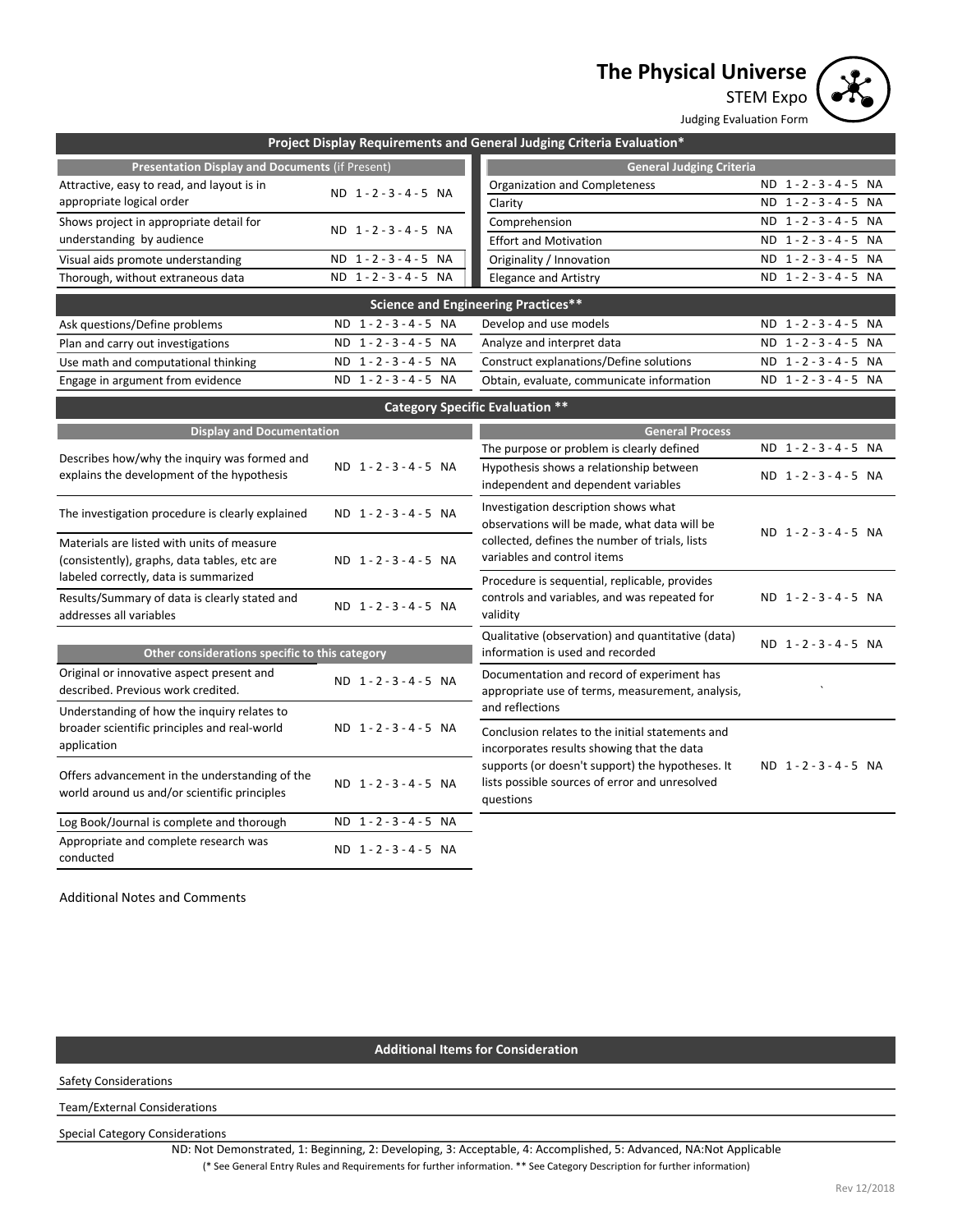# The Physical Universe

STEM Expo

Judging Evaluation Form

## Project Display Requirements and General Judging Criteria Evaluation*

| Presentation Display and Documents (if Present) | | General Judging Criteria | |
|---|---|---|---|
| Attractive, easy to read, and layout is in appropriate logical order | ND 1 - 2 - 3 - 4 - 5 NA | Organization and Completeness | ND 1 - 2 - 3 - 4 - 5 NA |
| | | Clarity | ND 1 - 2 - 3 - 4 - 5 NA |
| Shows project in appropriate detail for understanding by audience | ND 1 - 2 - 3 - 4 - 5 NA | Comprehension | ND 1 - 2 - 3 - 4 - 5 NA |
| | | Effort and Motivation | ND 1 - 2 - 3 - 4 - 5 NA |
| Visual aids promote understanding | ND 1 - 2 - 3 - 4 - 5 NA | Originality / Innovation | ND 1 - 2 - 3 - 4 - 5 NA |
| Thorough, without extraneous data | ND 1 - 2 - 3 - 4 - 5 NA | Elegance and Artistry | ND 1 - 2 - 3 - 4 - 5 NA |

## Science and Engineering Practices**

| | | | |
|---|---|---|---|
| Ask questions/Define problems | ND 1 - 2 - 3 - 4 - 5 NA | Develop and use models | ND 1 - 2 - 3 - 4 - 5 NA |
| Plan and carry out investigations | ND 1 - 2 - 3 - 4 - 5 NA | Analyze and interpret data | ND 1 - 2 - 3 - 4 - 5 NA |
| Use math and computational thinking | ND 1 - 2 - 3 - 4 - 5 NA | Construct explanations/Define solutions | ND 1 - 2 - 3 - 4 - 5 NA |
| Engage in argument from evidence | ND 1 - 2 - 3 - 4 - 5 NA | Obtain, evaluate, communicate information | ND 1 - 2 - 3 - 4 - 5 NA |

## Category Specific Evaluation **

| Display and Documentation | |
|---|---|
| Describes how/why the inquiry was formed and explains the development of the hypothesis | ND 1 - 2 - 3 - 4 - 5 NA |
| The investigation procedure is clearly explained | ND 1 - 2 - 3 - 4 - 5 NA |
| Materials are listed with units of measure (consistently), graphs, data tables, etc are labeled correctly, data is summarized | ND 1 - 2 - 3 - 4 - 5 NA |
| Results/Summary of data is clearly stated and addresses all variables | ND 1 - 2 - 3 - 4 - 5 NA |

| Other considerations specific to this category | |
|---|---|
| Original or innovative aspect present and described. Previous work credited. | ND 1 - 2 - 3 - 4 - 5 NA |
| Understanding of how the inquiry relates to broader scientific principles and real-world application | ND 1 - 2 - 3 - 4 - 5 NA |
| Offers advancement in the understanding of the world around us and/or scientific principles | ND 1 - 2 - 3 - 4 - 5 NA |
| Log Book/Journal is complete and thorough | ND 1 - 2 - 3 - 4 - 5 NA |
| Appropriate and complete research was conducted | ND 1 - 2 - 3 - 4 - 5 NA |

| General Process | |
|---|---|
| The purpose or problem is clearly defined | ND 1 - 2 - 3 - 4 - 5 NA |
| Hypothesis shows a relationship between independent and dependent variables | ND 1 - 2 - 3 - 4 - 5 NA |
| Investigation description shows what observations will be made, what data will be collected, defines the number of trials, lists variables and control items | ND 1 - 2 - 3 - 4 - 5 NA |
| Procedure is sequential, replicable, provides controls and variables, and was repeated for validity | ND 1 - 2 - 3 - 4 - 5 NA |
| Qualitative (observation) and quantitative (data) information is used and recorded | ND 1 - 2 - 3 - 4 - 5 NA |
| Documentation and record of experiment has appropriate use of terms, measurement, analysis, and reflections | ` |
| Conclusion relates to the initial statements and incorporates results showing that the data supports (or doesn't support) the hypotheses. It lists possible sources of error and unresolved questions | ND 1 - 2 - 3 - 4 - 5 NA |

Additional Notes and Comments

## Additional Items for Consideration

Safety Considerations

Team/External Considerations

Special Category Considerations

ND: Not Demonstrated, 1: Beginning, 2: Developing, 3: Acceptable, 4: Accomplished, 5: Advanced, NA:Not Applicable

(* See General Entry Rules and Requirements for further information. ** See Category Description for further information)

Rev 12/2018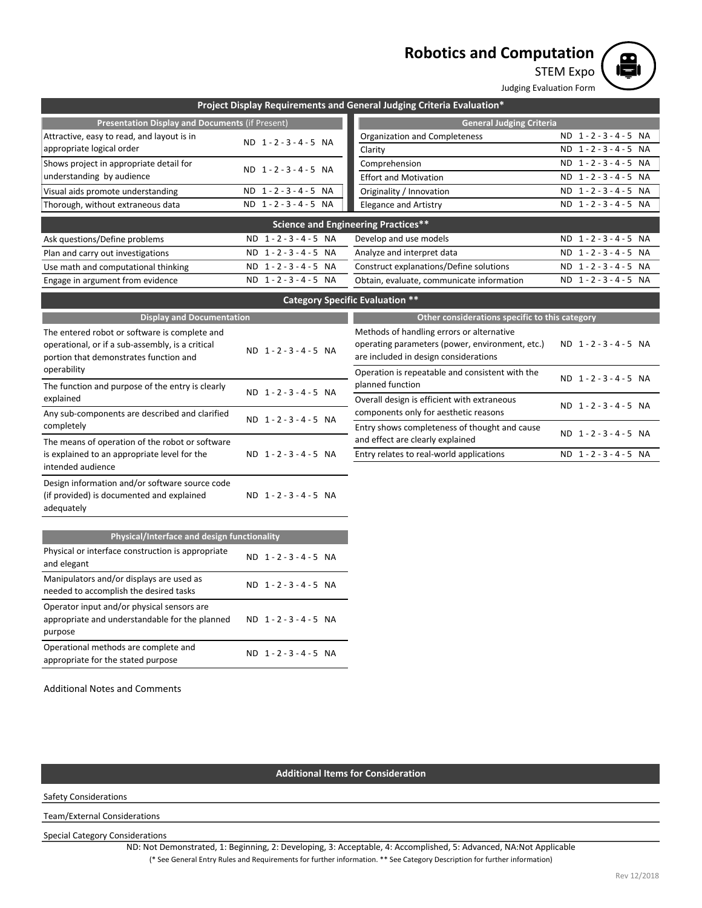# Robotics and Computation

STEM Expo

Judging Evaluation Form

## Project Display Requirements and General Judging Criteria Evaluation*

| Presentation Display and Documents (if Present) | |
|---|---|
| Attractive, easy to read, and layout is in appropriate logical order | ND 1 - 2 - 3 - 4 - 5 NA |
| Shows project in appropriate detail for understanding by audience | ND 1 - 2 - 3 - 4 - 5 NA |
| Visual aids promote understanding | ND 1 - 2 - 3 - 4 - 5 NA |
| Thorough, without extraneous data | ND 1 - 2 - 3 - 4 - 5 NA |

| General Judging Criteria | |
|---|---|
| Organization and Completeness | ND 1 - 2 - 3 - 4 - 5 NA |
| Clarity | ND 1 - 2 - 3 - 4 - 5 NA |
| Comprehension | ND 1 - 2 - 3 - 4 - 5 NA |
| Effort and Motivation | ND 1 - 2 - 3 - 4 - 5 NA |
| Originality / Innovation | ND 1 - 2 - 3 - 4 - 5 NA |
| Elegance and Artistry | ND 1 - 2 - 3 - 4 - 5 NA |

## Science and Engineering Practices**

| | | | |
|---|---|---|---|
| Ask questions/Define problems | ND 1 - 2 - 3 - 4 - 5 NA | Develop and use models | ND 1 - 2 - 3 - 4 - 5 NA |
| Plan and carry out investigations | ND 1 - 2 - 3 - 4 - 5 NA | Analyze and interpret data | ND 1 - 2 - 3 - 4 - 5 NA |
| Use math and computational thinking | ND 1 - 2 - 3 - 4 - 5 NA | Construct explanations/Define solutions | ND 1 - 2 - 3 - 4 - 5 NA |
| Engage in argument from evidence | ND 1 - 2 - 3 - 4 - 5 NA | Obtain, evaluate, communicate information | ND 1 - 2 - 3 - 4 - 5 NA |

## Category Specific Evaluation **

| Display and Documentation | |
|---|---|
| The entered robot or software is complete and operational, or if a sub-assembly, is a critical portion that demonstrates function and operability | ND 1 - 2 - 3 - 4 - 5 NA |
| The function and purpose of the entry is clearly explained | ND 1 - 2 - 3 - 4 - 5 NA |
| Any sub-components are described and clarified completely | ND 1 - 2 - 3 - 4 - 5 NA |
| The means of operation of the robot or software is explained to an appropriate level for the intended audience | ND 1 - 2 - 3 - 4 - 5 NA |
| Design information and/or software source code (if provided) is documented and explained adequately | ND 1 - 2 - 3 - 4 - 5 NA |

| Other considerations specific to this category | |
|---|---|
| Methods of handling errors or alternative operating parameters (power, environment, etc.) are included in design considerations | ND 1 - 2 - 3 - 4 - 5 NA |
| Operation is repeatable and consistent with the planned function | ND 1 - 2 - 3 - 4 - 5 NA |
| Overall design is efficient with extraneous components only for aesthetic reasons | ND 1 - 2 - 3 - 4 - 5 NA |
| Entry shows completeness of thought and cause and effect are clearly explained | ND 1 - 2 - 3 - 4 - 5 NA |
| Entry relates to real-world applications | ND 1 - 2 - 3 - 4 - 5 NA |

| Physical/Interface and design functionality | |
|---|---|
| Physical or interface construction is appropriate and elegant | ND 1 - 2 - 3 - 4 - 5 NA |
| Manipulators and/or displays are used as needed to accomplish the desired tasks | ND 1 - 2 - 3 - 4 - 5 NA |
| Operator input and/or physical sensors are appropriate and understandable for the planned purpose | ND 1 - 2 - 3 - 4 - 5 NA |
| Operational methods are complete and appropriate for the stated purpose | ND 1 - 2 - 3 - 4 - 5 NA |

Additional Notes and Comments

## Additional Items for Consideration

Safety Considerations

Team/External Considerations

Special Category Considerations

ND: Not Demonstrated, 1: Beginning, 2: Developing, 3: Acceptable, 4: Accomplished, 5: Advanced, NA:Not Applicable

(* See General Entry Rules and Requirements for further information. ** See Category Description for further information)

Rev 12/2018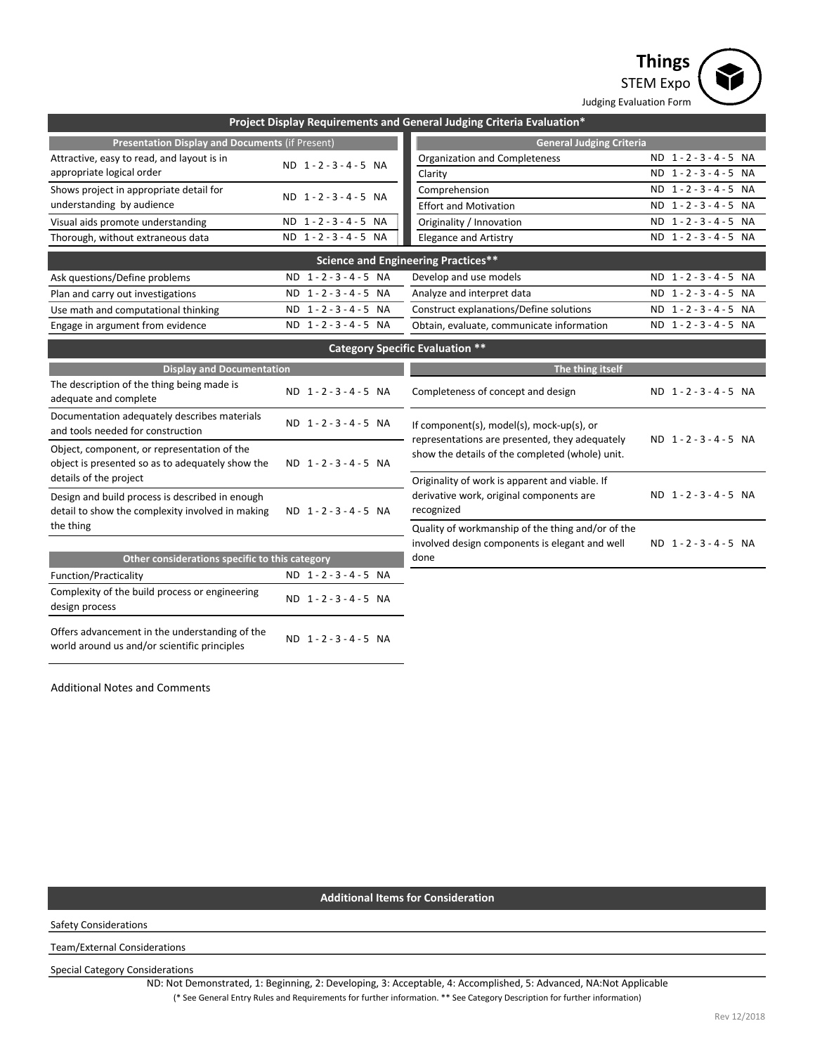# Things

STEM Expo

Judging Evaluation Form

## Project Display Requirements and General Judging Criteria Evaluation*

| Presentation Display and Documents (if Present) | | General Judging Criteria | |
|---|---|---|---|
| Attractive, easy to read, and layout is in appropriate logical order | ND 1 - 2 - 3 - 4 - 5 NA | Organization and Completeness | ND 1 - 2 - 3 - 4 - 5 NA |
| | | Clarity | ND 1 - 2 - 3 - 4 - 5 NA |
| Shows project in appropriate detail for understanding by audience | ND 1 - 2 - 3 - 4 - 5 NA | Comprehension | ND 1 - 2 - 3 - 4 - 5 NA |
| | | Effort and Motivation | ND 1 - 2 - 3 - 4 - 5 NA |
| Visual aids promote understanding | ND 1 - 2 - 3 - 4 - 5 NA | Originality / Innovation | ND 1 - 2 - 3 - 4 - 5 NA |
| Thorough, without extraneous data | ND 1 - 2 - 3 - 4 - 5 NA | Elegance and Artistry | ND 1 - 2 - 3 - 4 - 5 NA |

## Science and Engineering Practices**

| | | | |
|---|---|---|---|
| Ask questions/Define problems | ND 1 - 2 - 3 - 4 - 5 NA | Develop and use models | ND 1 - 2 - 3 - 4 - 5 NA |
| Plan and carry out investigations | ND 1 - 2 - 3 - 4 - 5 NA | Analyze and interpret data | ND 1 - 2 - 3 - 4 - 5 NA |
| Use math and computational thinking | ND 1 - 2 - 3 - 4 - 5 NA | Construct explanations/Define solutions | ND 1 - 2 - 3 - 4 - 5 NA |
| Engage in argument from evidence | ND 1 - 2 - 3 - 4 - 5 NA | Obtain, evaluate, communicate information | ND 1 - 2 - 3 - 4 - 5 NA |

## Category Specific Evaluation **

| Display and Documentation | | The thing itself | |
|---|---|---|---|
| The description of the thing being made is adequate and complete | ND 1 - 2 - 3 - 4 - 5 NA | Completeness of concept and design | ND 1 - 2 - 3 - 4 - 5 NA |
| Documentation adequately describes materials and tools needed for construction | ND 1 - 2 - 3 - 4 - 5 NA | If component(s), model(s), mock-up(s), or representations are presented, they adequately show the details of the completed (whole) unit. | ND 1 - 2 - 3 - 4 - 5 NA |
| Object, component, or representation of the object is presented so as to adequately show the details of the project | ND 1 - 2 - 3 - 4 - 5 NA | Originality of work is apparent and viable. If derivative work, original components are recognized | ND 1 - 2 - 3 - 4 - 5 NA |
| Design and build process is described in enough detail to show the complexity involved in making the thing | ND 1 - 2 - 3 - 4 - 5 NA | Quality of workmanship of the thing and/or of the involved design components is elegant and well done | ND 1 - 2 - 3 - 4 - 5 NA |

| Other considerations specific to this category | |
|---|---|
| Function/Practicality | ND 1 - 2 - 3 - 4 - 5 NA |
| Complexity of the build process or engineering design process | ND 1 - 2 - 3 - 4 - 5 NA |
| Offers advancement in the understanding of the world around us and/or scientific principles | ND 1 - 2 - 3 - 4 - 5 NA |

Additional Notes and Comments

## Additional Items for Consideration

Safety Considerations

Team/External Considerations

Special Category Considerations

ND: Not Demonstrated, 1: Beginning, 2: Developing, 3: Acceptable, 4: Accomplished, 5: Advanced, NA:Not Applicable

(* See General Entry Rules and Requirements for further information. ** See Category Description for further information)

Rev 12/2018